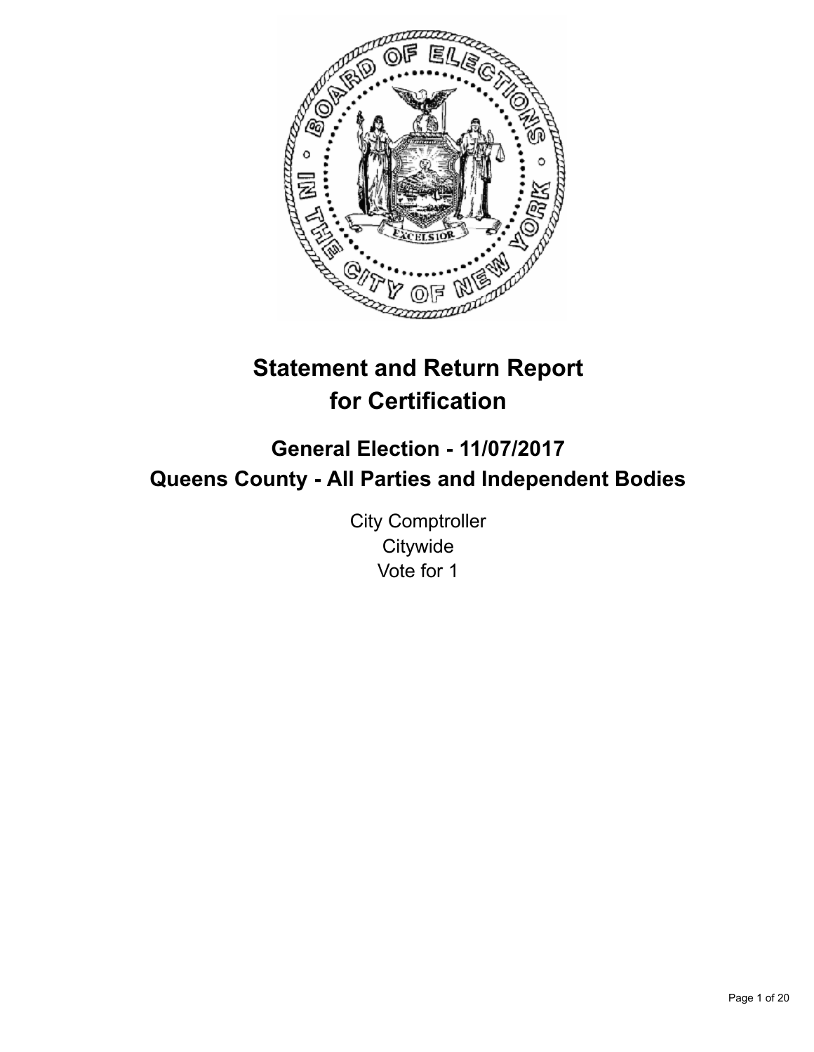# Statement and Return Report for Certification

## General Election - 11/07/2017
## Queens County - All Parties and Independent Bodies

City Comptroller
Citywide
Vote for 1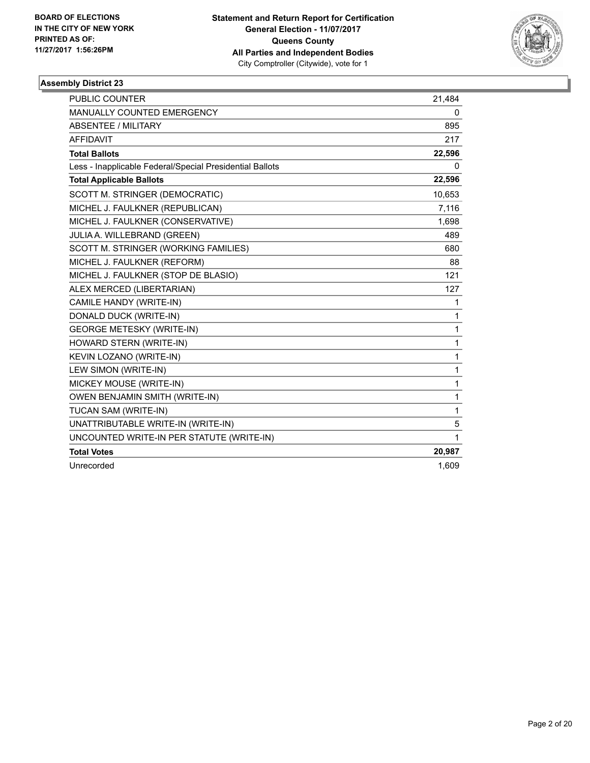**BOARD OF ELECTIONS IN THE CITY OF NEW YORK PRINTED AS OF: 11/27/2017 1:56:26PM**

**Statement and Return Report for Certification**
**General Election - 11/07/2017**
**Queens County**
**All Parties and Independent Bodies**
City Comptroller (Citywide), vote for 1

### Assembly District 23

| | |
|---|---|
| PUBLIC COUNTER | 21,484 |
| MANUALLY COUNTED EMERGENCY | 0 |
| ABSENTEE / MILITARY | 895 |
| AFFIDAVIT | 217 |
| **Total Ballots** | **22,596** |
| Less - Inapplicable Federal/Special Presidential Ballots | 0 |
| **Total Applicable Ballots** | **22,596** |
| SCOTT M. STRINGER (DEMOCRATIC) | 10,653 |
| MICHEL J. FAULKNER (REPUBLICAN) | 7,116 |
| MICHEL J. FAULKNER (CONSERVATIVE) | 1,698 |
| JULIA A. WILLEBRAND (GREEN) | 489 |
| SCOTT M. STRINGER (WORKING FAMILIES) | 680 |
| MICHEL J. FAULKNER (REFORM) | 88 |
| MICHEL J. FAULKNER (STOP DE BLASIO) | 121 |
| ALEX MERCED (LIBERTARIAN) | 127 |
| CAMILE HANDY (WRITE-IN) | 1 |
| DONALD DUCK (WRITE-IN) | 1 |
| GEORGE METESKY (WRITE-IN) | 1 |
| HOWARD STERN (WRITE-IN) | 1 |
| KEVIN LOZANO (WRITE-IN) | 1 |
| LEW SIMON (WRITE-IN) | 1 |
| MICKEY MOUSE (WRITE-IN) | 1 |
| OWEN BENJAMIN SMITH (WRITE-IN) | 1 |
| TUCAN SAM (WRITE-IN) | 1 |
| UNATTRIBUTABLE WRITE-IN (WRITE-IN) | 5 |
| UNCOUNTED WRITE-IN PER STATUTE (WRITE-IN) | 1 |
| **Total Votes** | **20,987** |
| Unrecorded | 1,609 |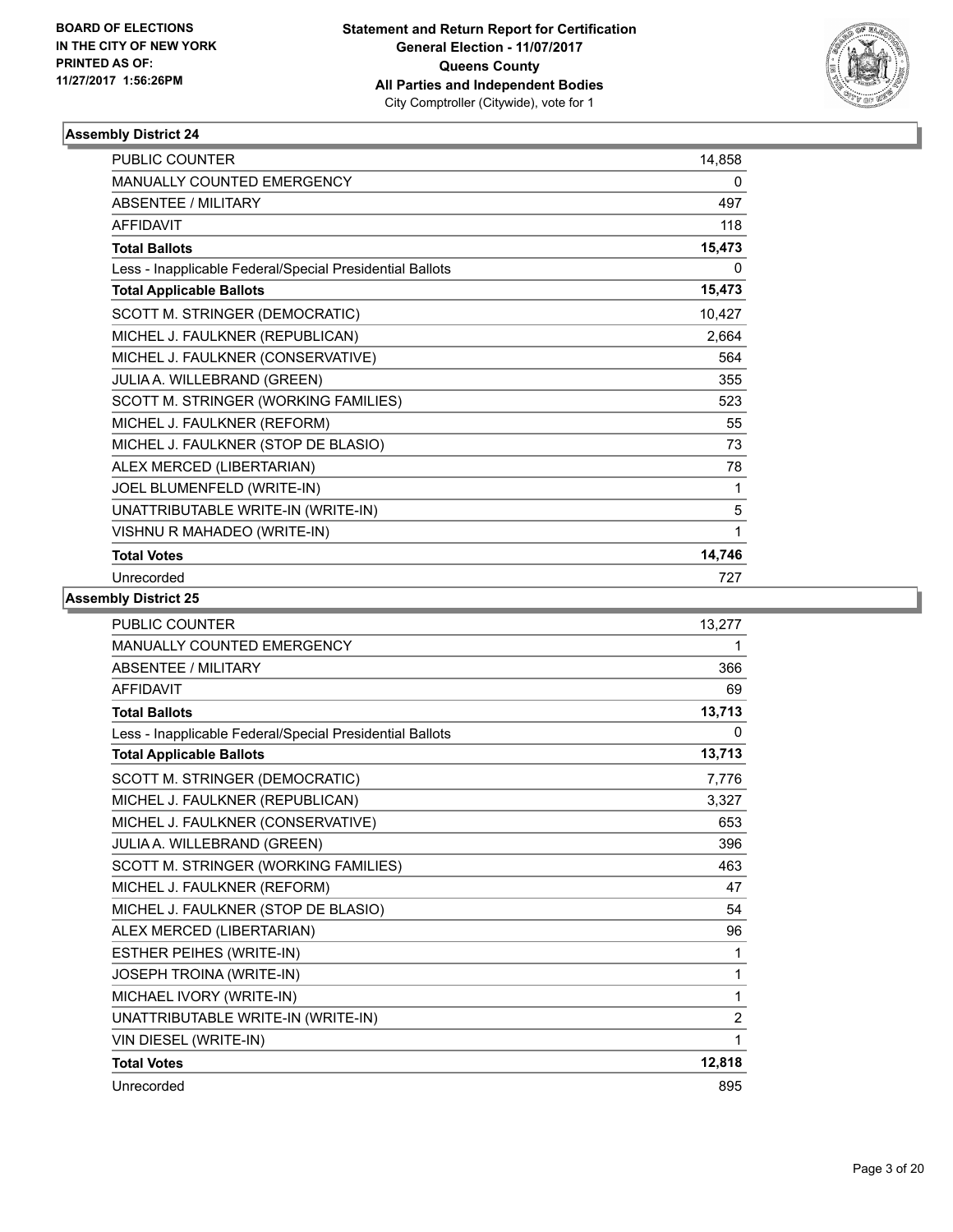**BOARD OF ELECTIONS IN THE CITY OF NEW YORK PRINTED AS OF: 11/27/2017 1:56:26PM**

**Statement and Return Report for Certification**
**General Election - 11/07/2017**
**Queens County**
**All Parties and Independent Bodies**
City Comptroller (Citywide), vote for 1

### Assembly District 24

| | |
|---|---|
| PUBLIC COUNTER | 14,858 |
| MANUALLY COUNTED EMERGENCY | 0 |
| ABSENTEE / MILITARY | 497 |
| AFFIDAVIT | 118 |
| **Total Ballots** | **15,473** |
| Less - Inapplicable Federal/Special Presidential Ballots | 0 |
| **Total Applicable Ballots** | **15,473** |
| SCOTT M. STRINGER (DEMOCRATIC) | 10,427 |
| MICHEL J. FAULKNER (REPUBLICAN) | 2,664 |
| MICHEL J. FAULKNER (CONSERVATIVE) | 564 |
| JULIA A. WILLEBRAND (GREEN) | 355 |
| SCOTT M. STRINGER (WORKING FAMILIES) | 523 |
| MICHEL J. FAULKNER (REFORM) | 55 |
| MICHEL J. FAULKNER (STOP DE BLASIO) | 73 |
| ALEX MERCED (LIBERTARIAN) | 78 |
| JOEL BLUMENFELD (WRITE-IN) | 1 |
| UNATTRIBUTABLE WRITE-IN (WRITE-IN) | 5 |
| VISHNU R MAHADEO (WRITE-IN) | 1 |
| **Total Votes** | **14,746** |
| Unrecorded | 727 |

### Assembly District 25

| | |
|---|---|
| PUBLIC COUNTER | 13,277 |
| MANUALLY COUNTED EMERGENCY | 1 |
| ABSENTEE / MILITARY | 366 |
| AFFIDAVIT | 69 |
| **Total Ballots** | **13,713** |
| Less - Inapplicable Federal/Special Presidential Ballots | 0 |
| **Total Applicable Ballots** | **13,713** |
| SCOTT M. STRINGER (DEMOCRATIC) | 7,776 |
| MICHEL J. FAULKNER (REPUBLICAN) | 3,327 |
| MICHEL J. FAULKNER (CONSERVATIVE) | 653 |
| JULIA A. WILLEBRAND (GREEN) | 396 |
| SCOTT M. STRINGER (WORKING FAMILIES) | 463 |
| MICHEL J. FAULKNER (REFORM) | 47 |
| MICHEL J. FAULKNER (STOP DE BLASIO) | 54 |
| ALEX MERCED (LIBERTARIAN) | 96 |
| ESTHER PEIHES (WRITE-IN) | 1 |
| JOSEPH TROINA (WRITE-IN) | 1 |
| MICHAEL IVORY (WRITE-IN) | 1 |
| UNATTRIBUTABLE WRITE-IN (WRITE-IN) | 2 |
| VIN DIESEL (WRITE-IN) | 1 |
| **Total Votes** | **12,818** |
| Unrecorded | 895 |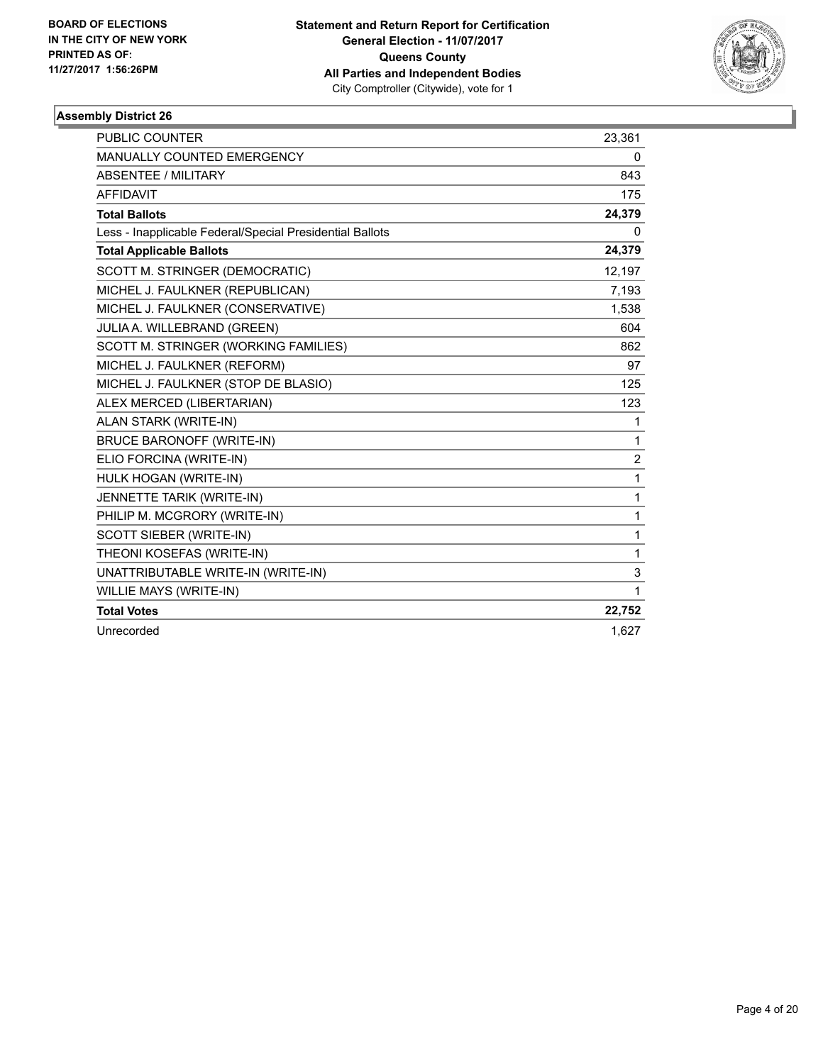**BOARD OF ELECTIONS IN THE CITY OF NEW YORK PRINTED AS OF: 11/27/2017 1:56:26PM**

**Statement and Return Report for Certification**
**General Election - 11/07/2017**
**Queens County**
**All Parties and Independent Bodies**
City Comptroller (Citywide), vote for 1

### Assembly District 26

| | |
|---|---|
| PUBLIC COUNTER | 23,361 |
| MANUALLY COUNTED EMERGENCY | 0 |
| ABSENTEE / MILITARY | 843 |
| AFFIDAVIT | 175 |
| **Total Ballots** | **24,379** |
| Less - Inapplicable Federal/Special Presidential Ballots | 0 |
| **Total Applicable Ballots** | **24,379** |
| SCOTT M. STRINGER (DEMOCRATIC) | 12,197 |
| MICHEL J. FAULKNER (REPUBLICAN) | 7,193 |
| MICHEL J. FAULKNER (CONSERVATIVE) | 1,538 |
| JULIA A. WILLEBRAND (GREEN) | 604 |
| SCOTT M. STRINGER (WORKING FAMILIES) | 862 |
| MICHEL J. FAULKNER (REFORM) | 97 |
| MICHEL J. FAULKNER (STOP DE BLASIO) | 125 |
| ALEX MERCED (LIBERTARIAN) | 123 |
| ALAN STARK (WRITE-IN) | 1 |
| BRUCE BARONOFF (WRITE-IN) | 1 |
| ELIO FORCINA (WRITE-IN) | 2 |
| HULK HOGAN (WRITE-IN) | 1 |
| JENNETTE TARIK (WRITE-IN) | 1 |
| PHILIP M. MCGRORY (WRITE-IN) | 1 |
| SCOTT SIEBER (WRITE-IN) | 1 |
| THEONI KOSEFAS (WRITE-IN) | 1 |
| UNATTRIBUTABLE WRITE-IN (WRITE-IN) | 3 |
| WILLIE MAYS (WRITE-IN) | 1 |
| **Total Votes** | **22,752** |
| Unrecorded | 1,627 |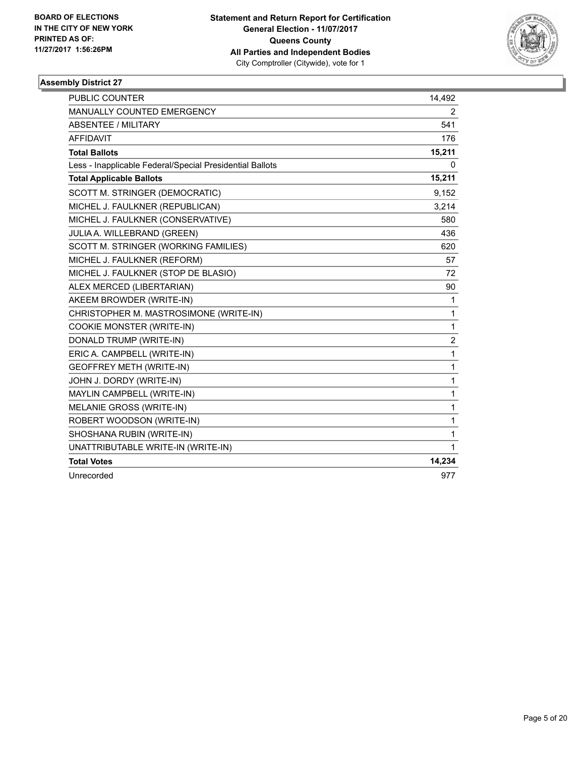BOARD OF ELECTIONS
IN THE CITY OF NEW YORK
PRINTED AS OF:
11/27/2017 1:56:26PM

**Statement and Return Report for Certification**
**General Election - 11/07/2017**
**Queens County**
**All Parties and Independent Bodies**
City Comptroller (Citywide), vote for 1

### Assembly District 27

| | |
|---|---|
| PUBLIC COUNTER | 14,492 |
| MANUALLY COUNTED EMERGENCY | 2 |
| ABSENTEE / MILITARY | 541 |
| AFFIDAVIT | 176 |
| **Total Ballots** | **15,211** |
| Less - Inapplicable Federal/Special Presidential Ballots | 0 |
| **Total Applicable Ballots** | **15,211** |
| SCOTT M. STRINGER (DEMOCRATIC) | 9,152 |
| MICHEL J. FAULKNER (REPUBLICAN) | 3,214 |
| MICHEL J. FAULKNER (CONSERVATIVE) | 580 |
| JULIA A. WILLEBRAND (GREEN) | 436 |
| SCOTT M. STRINGER (WORKING FAMILIES) | 620 |
| MICHEL J. FAULKNER (REFORM) | 57 |
| MICHEL J. FAULKNER (STOP DE BLASIO) | 72 |
| ALEX MERCED (LIBERTARIAN) | 90 |
| AKEEM BROWDER (WRITE-IN) | 1 |
| CHRISTOPHER M. MASTROSIMONE (WRITE-IN) | 1 |
| COOKIE MONSTER (WRITE-IN) | 1 |
| DONALD TRUMP (WRITE-IN) | 2 |
| ERIC A. CAMPBELL (WRITE-IN) | 1 |
| GEOFFREY METH (WRITE-IN) | 1 |
| JOHN J. DORDY (WRITE-IN) | 1 |
| MAYLIN CAMPBELL (WRITE-IN) | 1 |
| MELANIE GROSS (WRITE-IN) | 1 |
| ROBERT WOODSON (WRITE-IN) | 1 |
| SHOSHANA RUBIN (WRITE-IN) | 1 |
| UNATTRIBUTABLE WRITE-IN (WRITE-IN) | 1 |
| **Total Votes** | **14,234** |
| Unrecorded | 977 |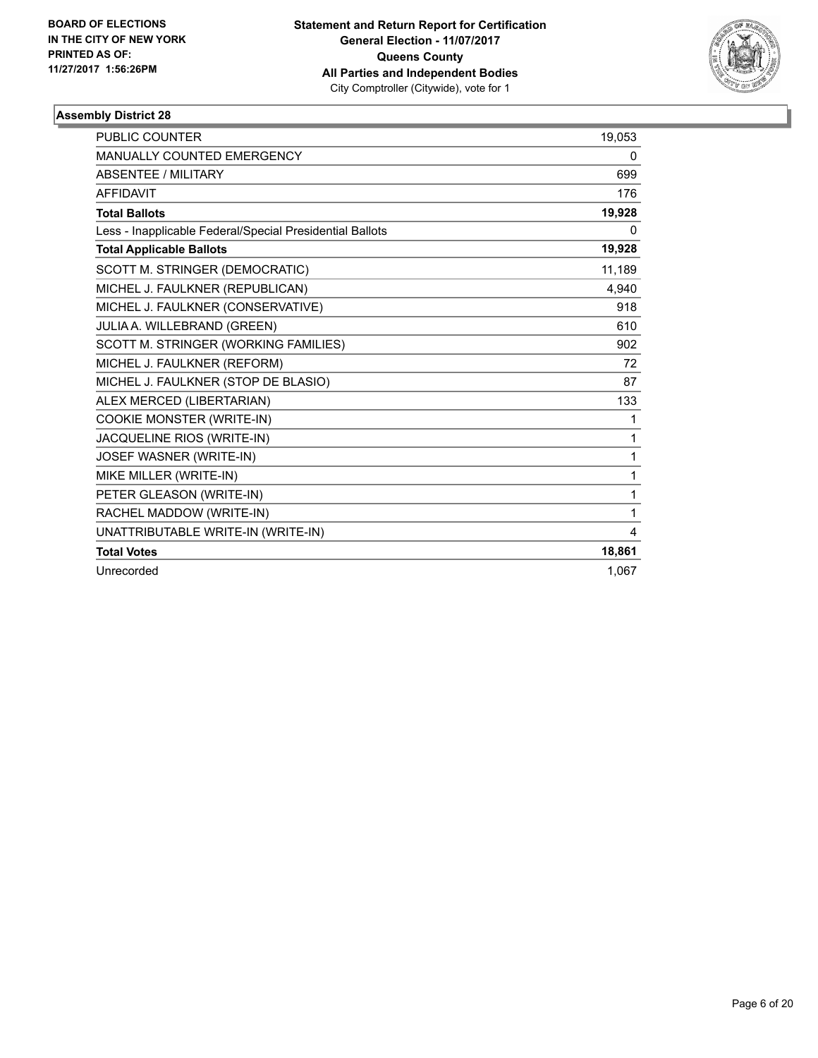BOARD OF ELECTIONS
IN THE CITY OF NEW YORK
PRINTED AS OF:
11/27/2017 1:56:26PM

**Statement and Return Report for Certification**
**General Election - 11/07/2017**
**Queens County**
**All Parties and Independent Bodies**
City Comptroller (Citywide), vote for 1

### Assembly District 28

| | |
|---|---|
| PUBLIC COUNTER | 19,053 |
| MANUALLY COUNTED EMERGENCY | 0 |
| ABSENTEE / MILITARY | 699 |
| AFFIDAVIT | 176 |
| **Total Ballots** | **19,928** |
| Less - Inapplicable Federal/Special Presidential Ballots | 0 |
| **Total Applicable Ballots** | **19,928** |
| SCOTT M. STRINGER (DEMOCRATIC) | 11,189 |
| MICHEL J. FAULKNER (REPUBLICAN) | 4,940 |
| MICHEL J. FAULKNER (CONSERVATIVE) | 918 |
| JULIA A. WILLEBRAND (GREEN) | 610 |
| SCOTT M. STRINGER (WORKING FAMILIES) | 902 |
| MICHEL J. FAULKNER (REFORM) | 72 |
| MICHEL J. FAULKNER (STOP DE BLASIO) | 87 |
| ALEX MERCED (LIBERTARIAN) | 133 |
| COOKIE MONSTER (WRITE-IN) | 1 |
| JACQUELINE RIOS (WRITE-IN) | 1 |
| JOSEF WASNER (WRITE-IN) | 1 |
| MIKE MILLER (WRITE-IN) | 1 |
| PETER GLEASON (WRITE-IN) | 1 |
| RACHEL MADDOW (WRITE-IN) | 1 |
| UNATTRIBUTABLE WRITE-IN (WRITE-IN) | 4 |
| **Total Votes** | **18,861** |
| Unrecorded | 1,067 |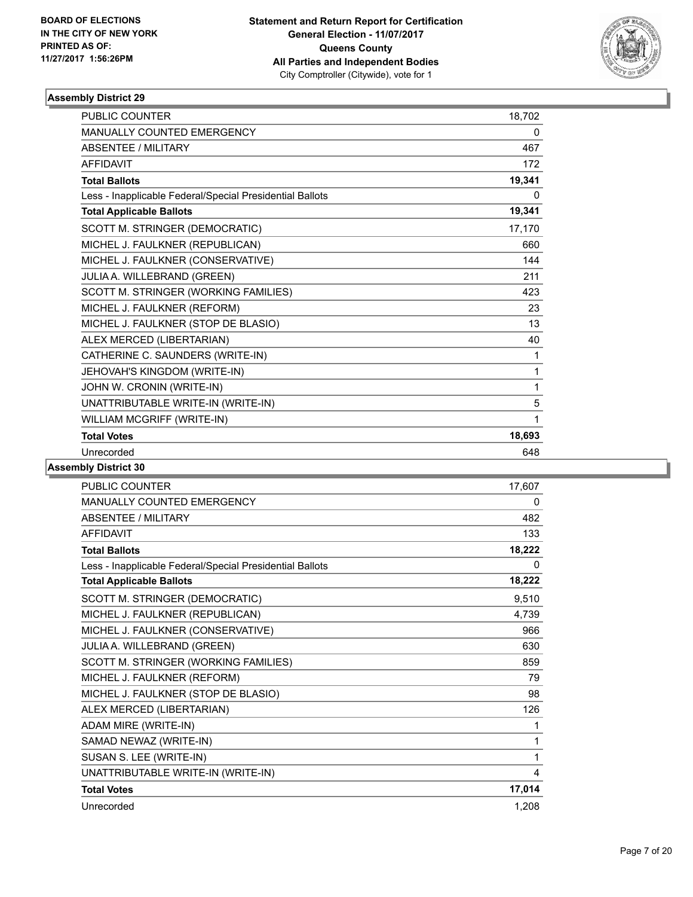**BOARD OF ELECTIONS IN THE CITY OF NEW YORK PRINTED AS OF: 11/27/2017 1:56:26PM**

**Statement and Return Report for Certification General Election - 11/07/2017 Queens County All Parties and Independent Bodies**
City Comptroller (Citywide), vote for 1

### Assembly District 29

| | |
|---|---|
| PUBLIC COUNTER | 18,702 |
| MANUALLY COUNTED EMERGENCY | 0 |
| ABSENTEE / MILITARY | 467 |
| AFFIDAVIT | 172 |
| **Total Ballots** | **19,341** |
| Less - Inapplicable Federal/Special Presidential Ballots | 0 |
| **Total Applicable Ballots** | **19,341** |
| SCOTT M. STRINGER (DEMOCRATIC) | 17,170 |
| MICHEL J. FAULKNER (REPUBLICAN) | 660 |
| MICHEL J. FAULKNER (CONSERVATIVE) | 144 |
| JULIA A. WILLEBRAND (GREEN) | 211 |
| SCOTT M. STRINGER (WORKING FAMILIES) | 423 |
| MICHEL J. FAULKNER (REFORM) | 23 |
| MICHEL J. FAULKNER (STOP DE BLASIO) | 13 |
| ALEX MERCED (LIBERTARIAN) | 40 |
| CATHERINE C. SAUNDERS (WRITE-IN) | 1 |
| JEHOVAH'S KINGDOM (WRITE-IN) | 1 |
| JOHN W. CRONIN (WRITE-IN) | 1 |
| UNATTRIBUTABLE WRITE-IN (WRITE-IN) | 5 |
| WILLIAM MCGRIFF (WRITE-IN) | 1 |
| **Total Votes** | **18,693** |
| Unrecorded | 648 |

### Assembly District 30

| | |
|---|---|
| PUBLIC COUNTER | 17,607 |
| MANUALLY COUNTED EMERGENCY | 0 |
| ABSENTEE / MILITARY | 482 |
| AFFIDAVIT | 133 |
| **Total Ballots** | **18,222** |
| Less - Inapplicable Federal/Special Presidential Ballots | 0 |
| **Total Applicable Ballots** | **18,222** |
| SCOTT M. STRINGER (DEMOCRATIC) | 9,510 |
| MICHEL J. FAULKNER (REPUBLICAN) | 4,739 |
| MICHEL J. FAULKNER (CONSERVATIVE) | 966 |
| JULIA A. WILLEBRAND (GREEN) | 630 |
| SCOTT M. STRINGER (WORKING FAMILIES) | 859 |
| MICHEL J. FAULKNER (REFORM) | 79 |
| MICHEL J. FAULKNER (STOP DE BLASIO) | 98 |
| ALEX MERCED (LIBERTARIAN) | 126 |
| ADAM MIRE (WRITE-IN) | 1 |
| SAMAD NEWAZ (WRITE-IN) | 1 |
| SUSAN S. LEE (WRITE-IN) | 1 |
| UNATTRIBUTABLE WRITE-IN (WRITE-IN) | 4 |
| **Total Votes** | **17,014** |
| Unrecorded | 1,208 |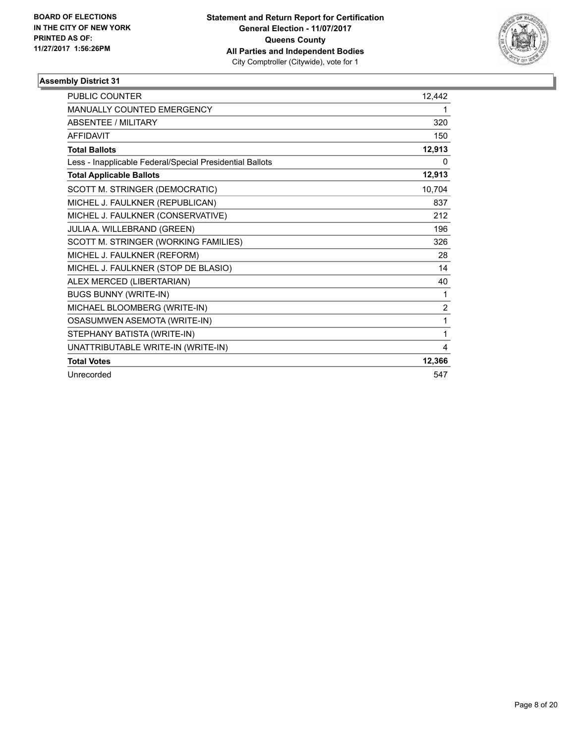BOARD OF ELECTIONS
IN THE CITY OF NEW YORK
PRINTED AS OF:
11/27/2017 1:56:26PM

**Statement and Return Report for Certification**
**General Election - 11/07/2017**
**Queens County**
**All Parties and Independent Bodies**
City Comptroller (Citywide), vote for 1

### Assembly District 31

| | |
|---|---|
| PUBLIC COUNTER | 12,442 |
| MANUALLY COUNTED EMERGENCY | 1 |
| ABSENTEE / MILITARY | 320 |
| AFFIDAVIT | 150 |
| **Total Ballots** | **12,913** |
| Less - Inapplicable Federal/Special Presidential Ballots | 0 |
| **Total Applicable Ballots** | **12,913** |
| SCOTT M. STRINGER (DEMOCRATIC) | 10,704 |
| MICHEL J. FAULKNER (REPUBLICAN) | 837 |
| MICHEL J. FAULKNER (CONSERVATIVE) | 212 |
| JULIA A. WILLEBRAND (GREEN) | 196 |
| SCOTT M. STRINGER (WORKING FAMILIES) | 326 |
| MICHEL J. FAULKNER (REFORM) | 28 |
| MICHEL J. FAULKNER (STOP DE BLASIO) | 14 |
| ALEX MERCED (LIBERTARIAN) | 40 |
| BUGS BUNNY (WRITE-IN) | 1 |
| MICHAEL BLOOMBERG (WRITE-IN) | 2 |
| OSASUMWEN ASEMOTA (WRITE-IN) | 1 |
| STEPHANY BATISTA (WRITE-IN) | 1 |
| UNATTRIBUTABLE WRITE-IN (WRITE-IN) | 4 |
| **Total Votes** | **12,366** |
| Unrecorded | 547 |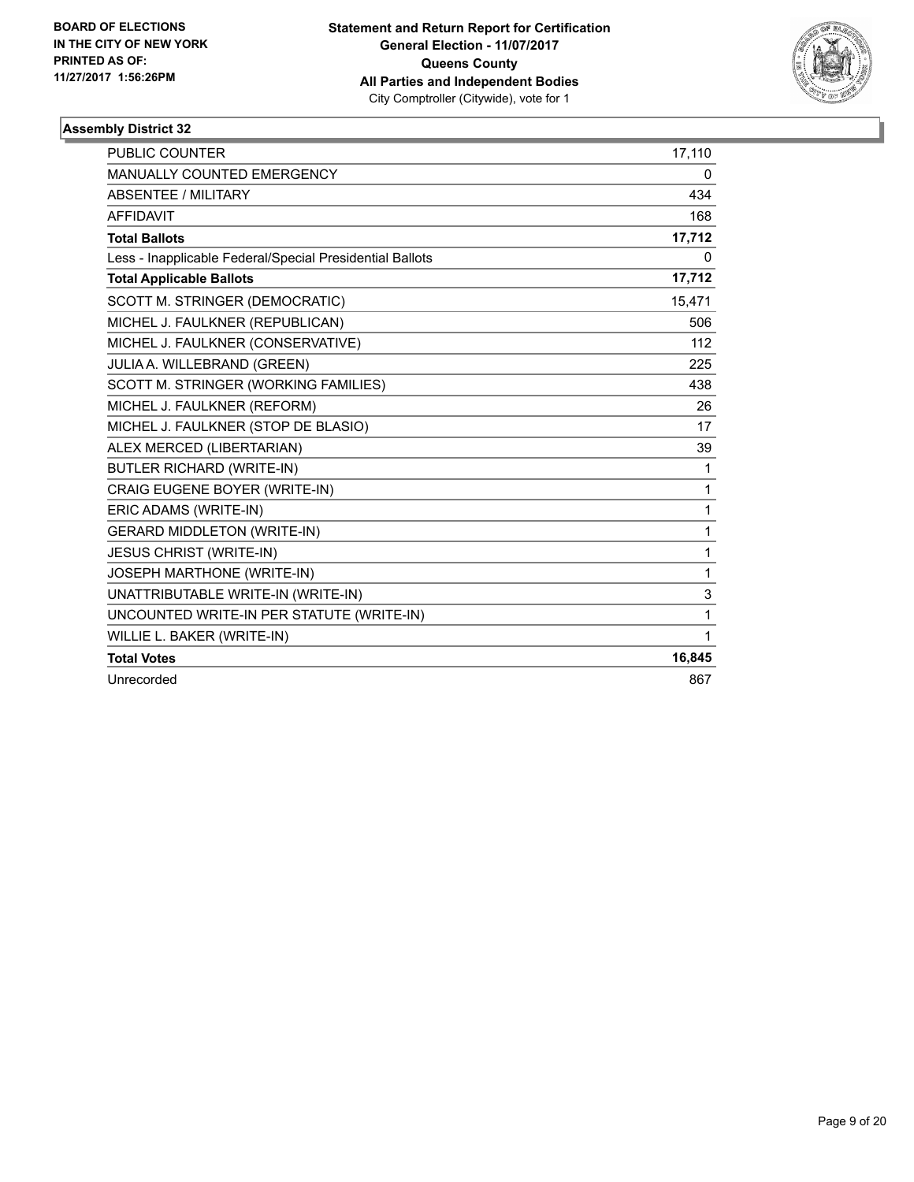**BOARD OF ELECTIONS IN THE CITY OF NEW YORK PRINTED AS OF: 11/27/2017 1:56:26PM**

**Statement and Return Report for Certification General Election - 11/07/2017 Queens County All Parties and Independent Bodies**
City Comptroller (Citywide), vote for 1

### Assembly District 32

| | |
|---|---|
| PUBLIC COUNTER | 17,110 |
| MANUALLY COUNTED EMERGENCY | 0 |
| ABSENTEE / MILITARY | 434 |
| AFFIDAVIT | 168 |
| **Total Ballots** | **17,712** |
| Less - Inapplicable Federal/Special Presidential Ballots | 0 |
| **Total Applicable Ballots** | **17,712** |
| SCOTT M. STRINGER (DEMOCRATIC) | 15,471 |
| MICHEL J. FAULKNER (REPUBLICAN) | 506 |
| MICHEL J. FAULKNER (CONSERVATIVE) | 112 |
| JULIA A. WILLEBRAND (GREEN) | 225 |
| SCOTT M. STRINGER (WORKING FAMILIES) | 438 |
| MICHEL J. FAULKNER (REFORM) | 26 |
| MICHEL J. FAULKNER (STOP DE BLASIO) | 17 |
| ALEX MERCED (LIBERTARIAN) | 39 |
| BUTLER RICHARD (WRITE-IN) | 1 |
| CRAIG EUGENE BOYER (WRITE-IN) | 1 |
| ERIC ADAMS (WRITE-IN) | 1 |
| GERARD MIDDLETON (WRITE-IN) | 1 |
| JESUS CHRIST (WRITE-IN) | 1 |
| JOSEPH MARTHONE (WRITE-IN) | 1 |
| UNATTRIBUTABLE WRITE-IN (WRITE-IN) | 3 |
| UNCOUNTED WRITE-IN PER STATUTE (WRITE-IN) | 1 |
| WILLIE L. BAKER (WRITE-IN) | 1 |
| **Total Votes** | **16,845** |
| Unrecorded | 867 |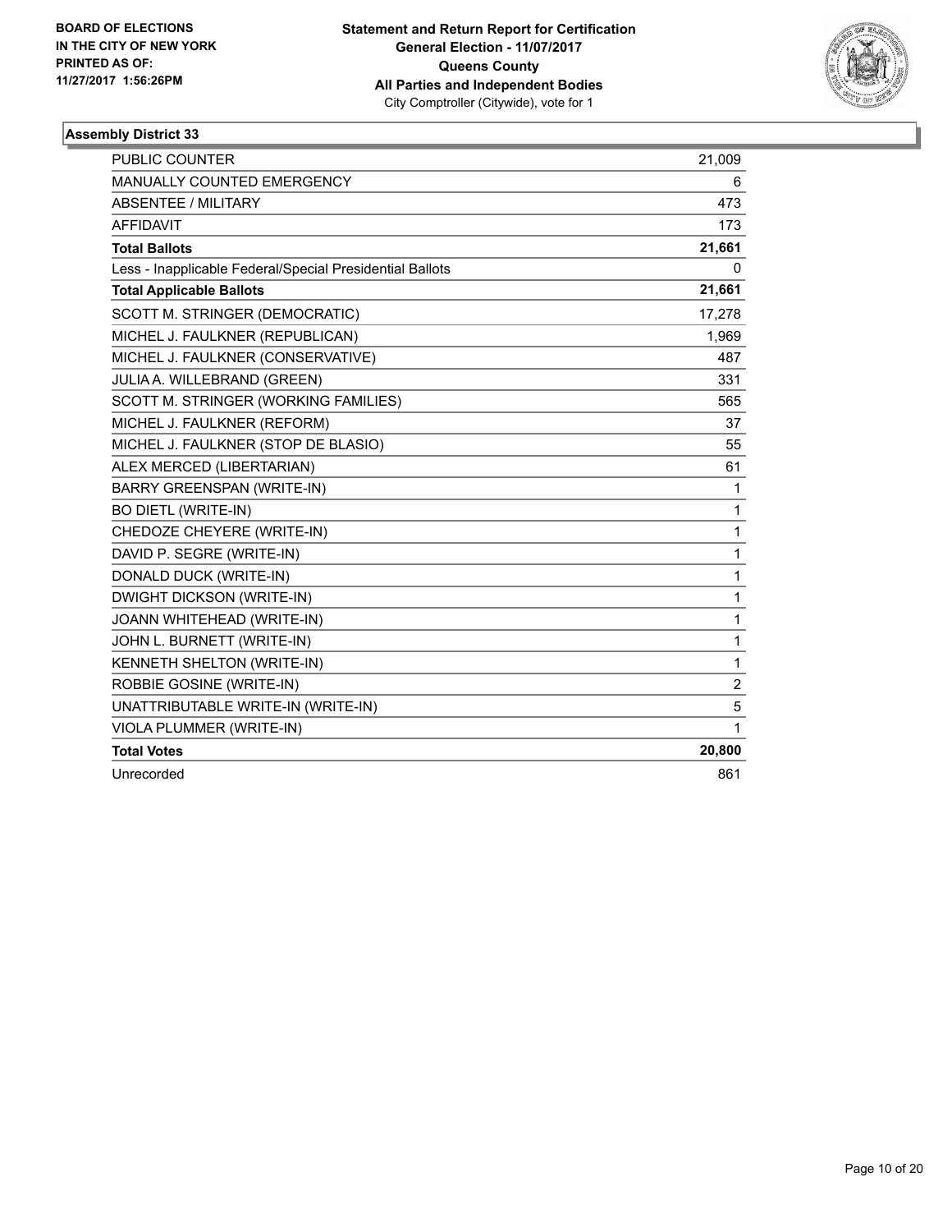BOARD OF ELECTIONS
IN THE CITY OF NEW YORK
PRINTED AS OF:
11/27/2017 1:56:26PM

**Statement and Return Report for Certification**
**General Election - 11/07/2017**
**Queens County**
**All Parties and Independent Bodies**
City Comptroller (Citywide), vote for 1

### Assembly District 33

| | |
|---|---|
| PUBLIC COUNTER | 21,009 |
| MANUALLY COUNTED EMERGENCY | 6 |
| ABSENTEE / MILITARY | 473 |
| AFFIDAVIT | 173 |
| **Total Ballots** | **21,661** |
| Less - Inapplicable Federal/Special Presidential Ballots | 0 |
| **Total Applicable Ballots** | **21,661** |
| SCOTT M. STRINGER (DEMOCRATIC) | 17,278 |
| MICHEL J. FAULKNER (REPUBLICAN) | 1,969 |
| MICHEL J. FAULKNER (CONSERVATIVE) | 487 |
| JULIA A. WILLEBRAND (GREEN) | 331 |
| SCOTT M. STRINGER (WORKING FAMILIES) | 565 |
| MICHEL J. FAULKNER (REFORM) | 37 |
| MICHEL J. FAULKNER (STOP DE BLASIO) | 55 |
| ALEX MERCED (LIBERTARIAN) | 61 |
| BARRY GREENSPAN (WRITE-IN) | 1 |
| BO DIETL (WRITE-IN) | 1 |
| CHEDOZE CHEYERE (WRITE-IN) | 1 |
| DAVID P. SEGRE (WRITE-IN) | 1 |
| DONALD DUCK (WRITE-IN) | 1 |
| DWIGHT DICKSON (WRITE-IN) | 1 |
| JOANN WHITEHEAD (WRITE-IN) | 1 |
| JOHN L. BURNETT (WRITE-IN) | 1 |
| KENNETH SHELTON (WRITE-IN) | 1 |
| ROBBIE GOSINE (WRITE-IN) | 2 |
| UNATTRIBUTABLE WRITE-IN (WRITE-IN) | 5 |
| VIOLA PLUMMER (WRITE-IN) | 1 |
| **Total Votes** | **20,800** |
| Unrecorded | 861 |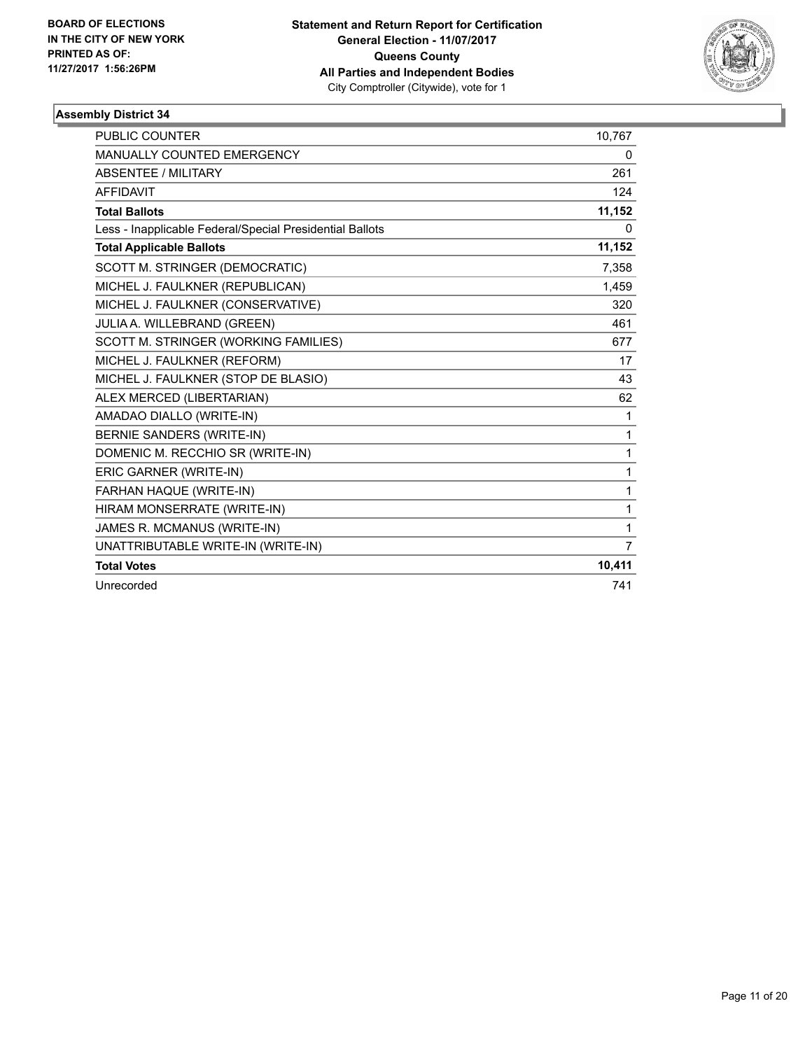**BOARD OF ELECTIONS IN THE CITY OF NEW YORK PRINTED AS OF: 11/27/2017 1:56:26PM**

**Statement and Return Report for Certification General Election - 11/07/2017 Queens County All Parties and Independent Bodies**
City Comptroller (Citywide), vote for 1

### Assembly District 34

| | |
|---|---|
| PUBLIC COUNTER | 10,767 |
| MANUALLY COUNTED EMERGENCY | 0 |
| ABSENTEE / MILITARY | 261 |
| AFFIDAVIT | 124 |
| **Total Ballots** | **11,152** |
| Less - Inapplicable Federal/Special Presidential Ballots | 0 |
| **Total Applicable Ballots** | **11,152** |
| SCOTT M. STRINGER (DEMOCRATIC) | 7,358 |
| MICHEL J. FAULKNER (REPUBLICAN) | 1,459 |
| MICHEL J. FAULKNER (CONSERVATIVE) | 320 |
| JULIA A. WILLEBRAND (GREEN) | 461 |
| SCOTT M. STRINGER (WORKING FAMILIES) | 677 |
| MICHEL J. FAULKNER (REFORM) | 17 |
| MICHEL J. FAULKNER (STOP DE BLASIO) | 43 |
| ALEX MERCED (LIBERTARIAN) | 62 |
| AMADAO DIALLO (WRITE-IN) | 1 |
| BERNIE SANDERS (WRITE-IN) | 1 |
| DOMENIC M. RECCHIO SR (WRITE-IN) | 1 |
| ERIC GARNER (WRITE-IN) | 1 |
| FARHAN HAQUE (WRITE-IN) | 1 |
| HIRAM MONSERRATE (WRITE-IN) | 1 |
| JAMES R. MCMANUS (WRITE-IN) | 1 |
| UNATTRIBUTABLE WRITE-IN (WRITE-IN) | 7 |
| **Total Votes** | **10,411** |
| Unrecorded | 741 |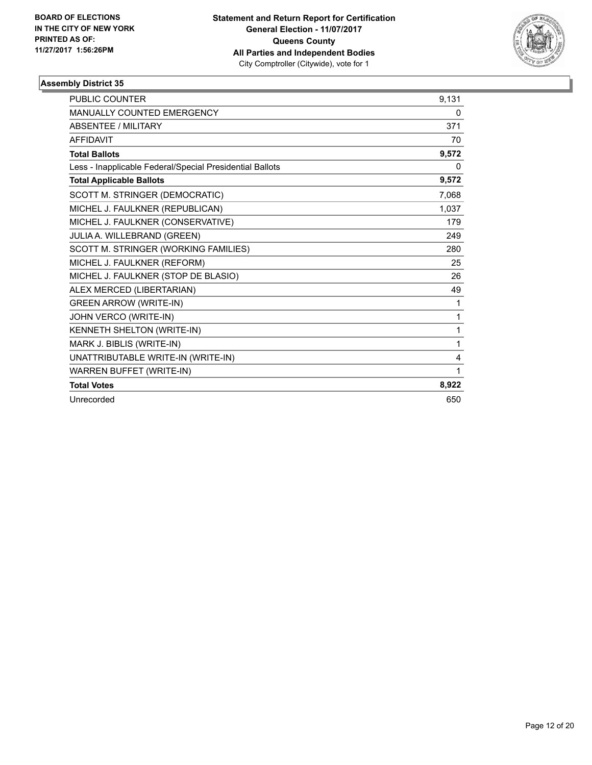BOARD OF ELECTIONS
IN THE CITY OF NEW YORK
PRINTED AS OF:
11/27/2017 1:56:26PM

**Statement and Return Report for Certification**
**General Election - 11/07/2017**
**Queens County**
**All Parties and Independent Bodies**
City Comptroller (Citywide), vote for 1

### Assembly District 35

| | |
|---|---|
| PUBLIC COUNTER | 9,131 |
| MANUALLY COUNTED EMERGENCY | 0 |
| ABSENTEE / MILITARY | 371 |
| AFFIDAVIT | 70 |
| **Total Ballots** | **9,572** |
| Less - Inapplicable Federal/Special Presidential Ballots | 0 |
| **Total Applicable Ballots** | **9,572** |
| SCOTT M. STRINGER (DEMOCRATIC) | 7,068 |
| MICHEL J. FAULKNER (REPUBLICAN) | 1,037 |
| MICHEL J. FAULKNER (CONSERVATIVE) | 179 |
| JULIA A. WILLEBRAND (GREEN) | 249 |
| SCOTT M. STRINGER (WORKING FAMILIES) | 280 |
| MICHEL J. FAULKNER (REFORM) | 25 |
| MICHEL J. FAULKNER (STOP DE BLASIO) | 26 |
| ALEX MERCED (LIBERTARIAN) | 49 |
| GREEN ARROW (WRITE-IN) | 1 |
| JOHN VERCO (WRITE-IN) | 1 |
| KENNETH SHELTON (WRITE-IN) | 1 |
| MARK J. BIBLIS (WRITE-IN) | 1 |
| UNATTRIBUTABLE WRITE-IN (WRITE-IN) | 4 |
| WARREN BUFFET (WRITE-IN) | 1 |
| **Total Votes** | **8,922** |
| Unrecorded | 650 |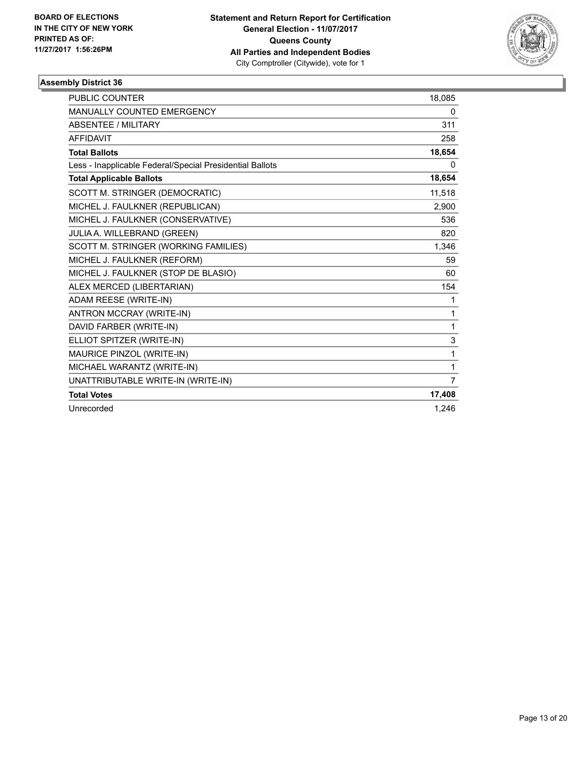**BOARD OF ELECTIONS IN THE CITY OF NEW YORK PRINTED AS OF: 11/27/2017 1:56:26PM**

**Statement and Return Report for Certification**
**General Election - 11/07/2017**
**Queens County**
**All Parties and Independent Bodies**
City Comptroller (Citywide), vote for 1

### Assembly District 36

| | |
|---|---|
| PUBLIC COUNTER | 18,085 |
| MANUALLY COUNTED EMERGENCY | 0 |
| ABSENTEE / MILITARY | 311 |
| AFFIDAVIT | 258 |
| **Total Ballots** | **18,654** |
| Less - Inapplicable Federal/Special Presidential Ballots | 0 |
| **Total Applicable Ballots** | **18,654** |
| SCOTT M. STRINGER (DEMOCRATIC) | 11,518 |
| MICHEL J. FAULKNER (REPUBLICAN) | 2,900 |
| MICHEL J. FAULKNER (CONSERVATIVE) | 536 |
| JULIA A. WILLEBRAND (GREEN) | 820 |
| SCOTT M. STRINGER (WORKING FAMILIES) | 1,346 |
| MICHEL J. FAULKNER (REFORM) | 59 |
| MICHEL J. FAULKNER (STOP DE BLASIO) | 60 |
| ALEX MERCED (LIBERTARIAN) | 154 |
| ADAM REESE (WRITE-IN) | 1 |
| ANTRON MCCRAY (WRITE-IN) | 1 |
| DAVID FARBER (WRITE-IN) | 1 |
| ELLIOT SPITZER (WRITE-IN) | 3 |
| MAURICE PINZOL (WRITE-IN) | 1 |
| MICHAEL WARANTZ (WRITE-IN) | 1 |
| UNATTRIBUTABLE WRITE-IN (WRITE-IN) | 7 |
| **Total Votes** | **17,408** |
| Unrecorded | 1,246 |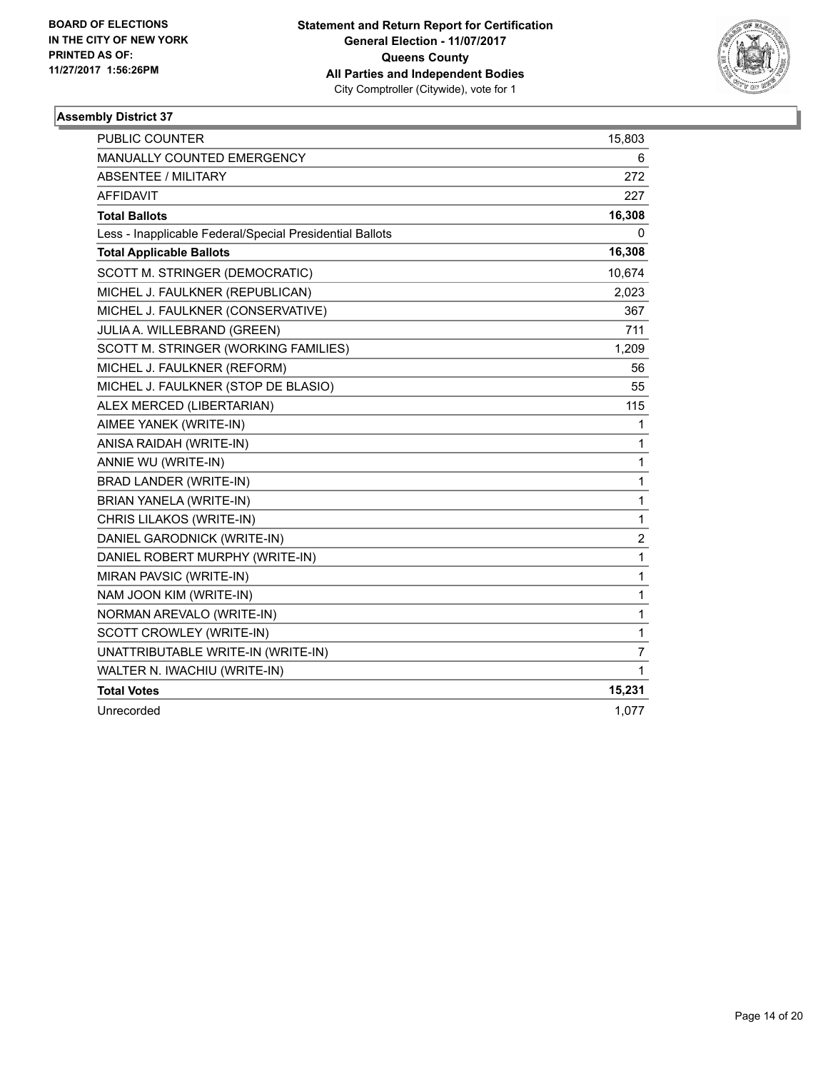BOARD OF ELECTIONS
IN THE CITY OF NEW YORK
PRINTED AS OF:
11/27/2017 1:56:26PM

**Statement and Return Report for Certification**
**General Election - 11/07/2017**
**Queens County**
**All Parties and Independent Bodies**
City Comptroller (Citywide), vote for 1

### Assembly District 37

| | |
|---|---|
| PUBLIC COUNTER | 15,803 |
| MANUALLY COUNTED EMERGENCY | 6 |
| ABSENTEE / MILITARY | 272 |
| AFFIDAVIT | 227 |
| **Total Ballots** | **16,308** |
| Less - Inapplicable Federal/Special Presidential Ballots | 0 |
| **Total Applicable Ballots** | **16,308** |
| SCOTT M. STRINGER (DEMOCRATIC) | 10,674 |
| MICHEL J. FAULKNER (REPUBLICAN) | 2,023 |
| MICHEL J. FAULKNER (CONSERVATIVE) | 367 |
| JULIA A. WILLEBRAND (GREEN) | 711 |
| SCOTT M. STRINGER (WORKING FAMILIES) | 1,209 |
| MICHEL J. FAULKNER (REFORM) | 56 |
| MICHEL J. FAULKNER (STOP DE BLASIO) | 55 |
| ALEX MERCED (LIBERTARIAN) | 115 |
| AIMEE YANEK (WRITE-IN) | 1 |
| ANISA RAIDAH (WRITE-IN) | 1 |
| ANNIE WU (WRITE-IN) | 1 |
| BRAD LANDER (WRITE-IN) | 1 |
| BRIAN YANELA (WRITE-IN) | 1 |
| CHRIS LILAKOS (WRITE-IN) | 1 |
| DANIEL GARODNICK (WRITE-IN) | 2 |
| DANIEL ROBERT MURPHY (WRITE-IN) | 1 |
| MIRAN PAVSIC (WRITE-IN) | 1 |
| NAM JOON KIM (WRITE-IN) | 1 |
| NORMAN AREVALO (WRITE-IN) | 1 |
| SCOTT CROWLEY (WRITE-IN) | 1 |
| UNATTRIBUTABLE WRITE-IN (WRITE-IN) | 7 |
| WALTER N. IWACHIU (WRITE-IN) | 1 |
| **Total Votes** | **15,231** |
| Unrecorded | 1,077 |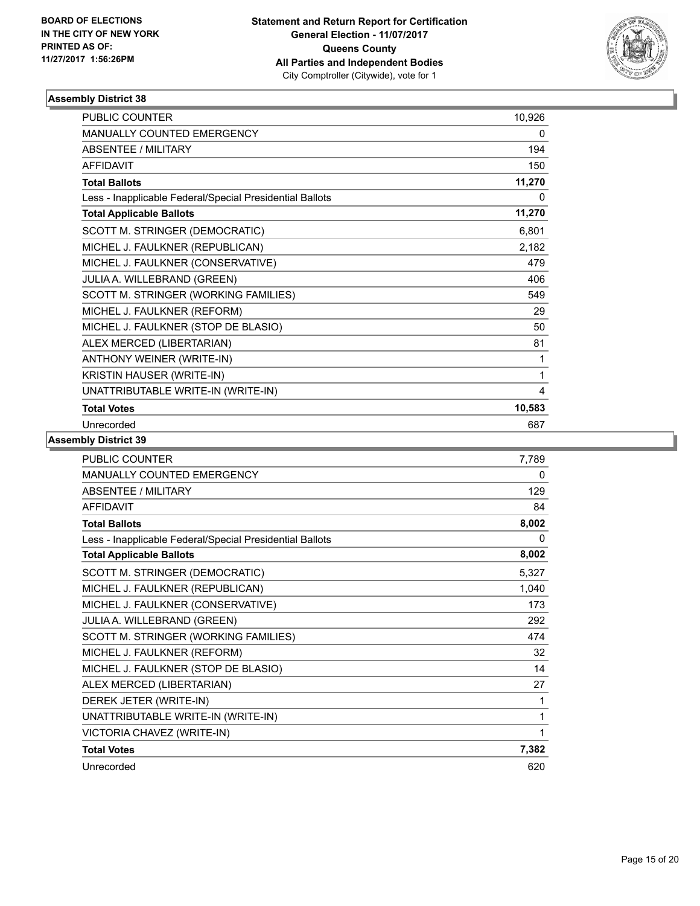**BOARD OF ELECTIONS IN THE CITY OF NEW YORK PRINTED AS OF: 11/27/2017 1:56:26PM**

**Statement and Return Report for Certification General Election - 11/07/2017 Queens County All Parties and Independent Bodies**
City Comptroller (Citywide), vote for 1

### Assembly District 38

| | |
|---|---|
| PUBLIC COUNTER | 10,926 |
| MANUALLY COUNTED EMERGENCY | 0 |
| ABSENTEE / MILITARY | 194 |
| AFFIDAVIT | 150 |
| **Total Ballots** | **11,270** |
| Less - Inapplicable Federal/Special Presidential Ballots | 0 |
| **Total Applicable Ballots** | **11,270** |
| SCOTT M. STRINGER (DEMOCRATIC) | 6,801 |
| MICHEL J. FAULKNER (REPUBLICAN) | 2,182 |
| MICHEL J. FAULKNER (CONSERVATIVE) | 479 |
| JULIA A. WILLEBRAND (GREEN) | 406 |
| SCOTT M. STRINGER (WORKING FAMILIES) | 549 |
| MICHEL J. FAULKNER (REFORM) | 29 |
| MICHEL J. FAULKNER (STOP DE BLASIO) | 50 |
| ALEX MERCED (LIBERTARIAN) | 81 |
| ANTHONY WEINER (WRITE-IN) | 1 |
| KRISTIN HAUSER (WRITE-IN) | 1 |
| UNATTRIBUTABLE WRITE-IN (WRITE-IN) | 4 |
| **Total Votes** | **10,583** |
| Unrecorded | 687 |

### Assembly District 39

| | |
|---|---|
| PUBLIC COUNTER | 7,789 |
| MANUALLY COUNTED EMERGENCY | 0 |
| ABSENTEE / MILITARY | 129 |
| AFFIDAVIT | 84 |
| **Total Ballots** | **8,002** |
| Less - Inapplicable Federal/Special Presidential Ballots | 0 |
| **Total Applicable Ballots** | **8,002** |
| SCOTT M. STRINGER (DEMOCRATIC) | 5,327 |
| MICHEL J. FAULKNER (REPUBLICAN) | 1,040 |
| MICHEL J. FAULKNER (CONSERVATIVE) | 173 |
| JULIA A. WILLEBRAND (GREEN) | 292 |
| SCOTT M. STRINGER (WORKING FAMILIES) | 474 |
| MICHEL J. FAULKNER (REFORM) | 32 |
| MICHEL J. FAULKNER (STOP DE BLASIO) | 14 |
| ALEX MERCED (LIBERTARIAN) | 27 |
| DEREK JETER (WRITE-IN) | 1 |
| UNATTRIBUTABLE WRITE-IN (WRITE-IN) | 1 |
| VICTORIA CHAVEZ (WRITE-IN) | 1 |
| **Total Votes** | **7,382** |
| Unrecorded | 620 |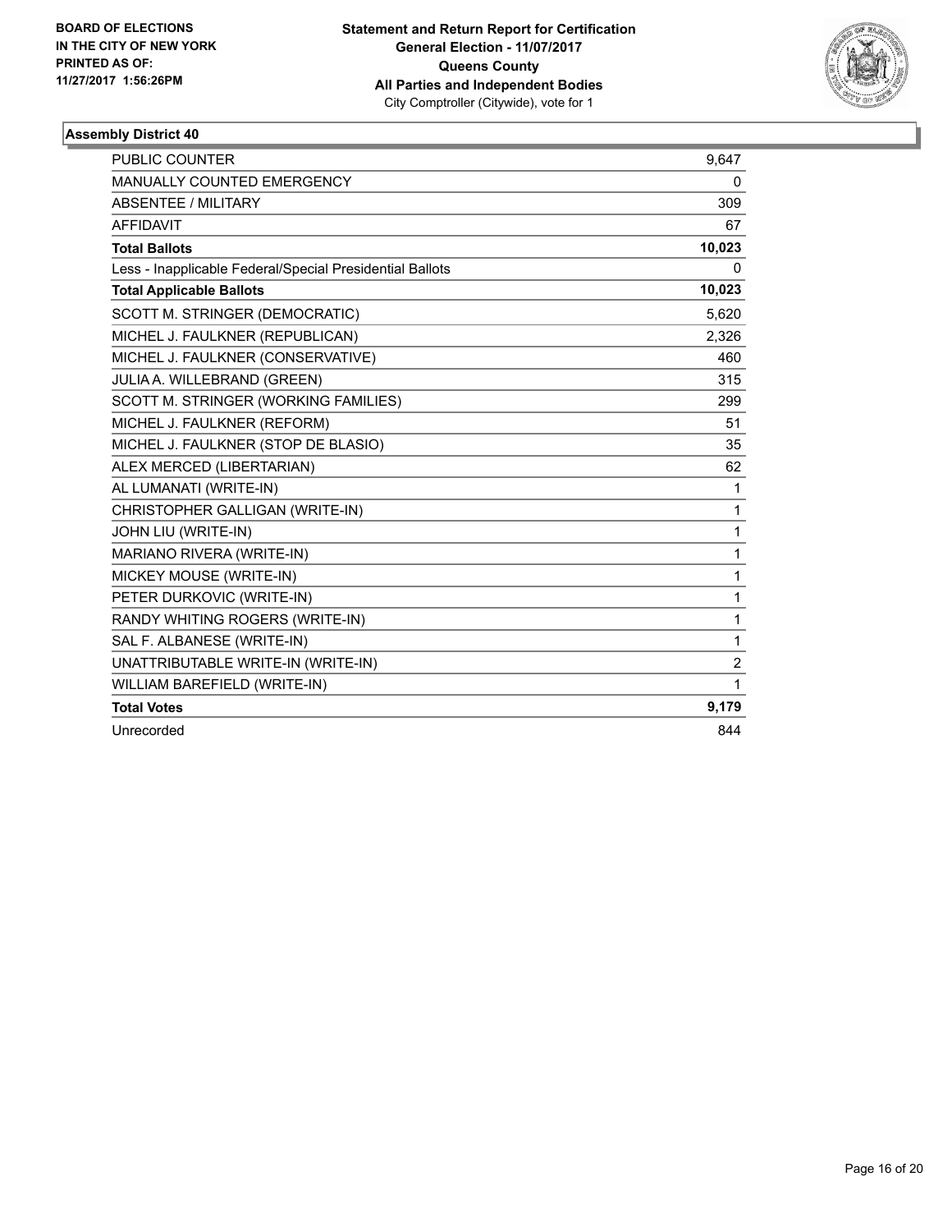BOARD OF ELECTIONS
IN THE CITY OF NEW YORK
PRINTED AS OF:
11/27/2017 1:56:26PM

**Statement and Return Report for Certification**
**General Election - 11/07/2017**
**Queens County**
**All Parties and Independent Bodies**
City Comptroller (Citywide), vote for 1

## Assembly District 40

| | |
|---|---|
| PUBLIC COUNTER | 9,647 |
| MANUALLY COUNTED EMERGENCY | 0 |
| ABSENTEE / MILITARY | 309 |
| AFFIDAVIT | 67 |
| **Total Ballots** | **10,023** |
| Less - Inapplicable Federal/Special Presidential Ballots | 0 |
| **Total Applicable Ballots** | **10,023** |
| SCOTT M. STRINGER (DEMOCRATIC) | 5,620 |
| MICHEL J. FAULKNER (REPUBLICAN) | 2,326 |
| MICHEL J. FAULKNER (CONSERVATIVE) | 460 |
| JULIA A. WILLEBRAND (GREEN) | 315 |
| SCOTT M. STRINGER (WORKING FAMILIES) | 299 |
| MICHEL J. FAULKNER (REFORM) | 51 |
| MICHEL J. FAULKNER (STOP DE BLASIO) | 35 |
| ALEX MERCED (LIBERTARIAN) | 62 |
| AL LUMANATI (WRITE-IN) | 1 |
| CHRISTOPHER GALLIGAN (WRITE-IN) | 1 |
| JOHN LIU (WRITE-IN) | 1 |
| MARIANO RIVERA (WRITE-IN) | 1 |
| MICKEY MOUSE (WRITE-IN) | 1 |
| PETER DURKOVIC (WRITE-IN) | 1 |
| RANDY WHITING ROGERS (WRITE-IN) | 1 |
| SAL F. ALBANESE (WRITE-IN) | 1 |
| UNATTRIBUTABLE WRITE-IN (WRITE-IN) | 2 |
| WILLIAM BAREFIELD (WRITE-IN) | 1 |
| **Total Votes** | **9,179** |
| Unrecorded | 844 |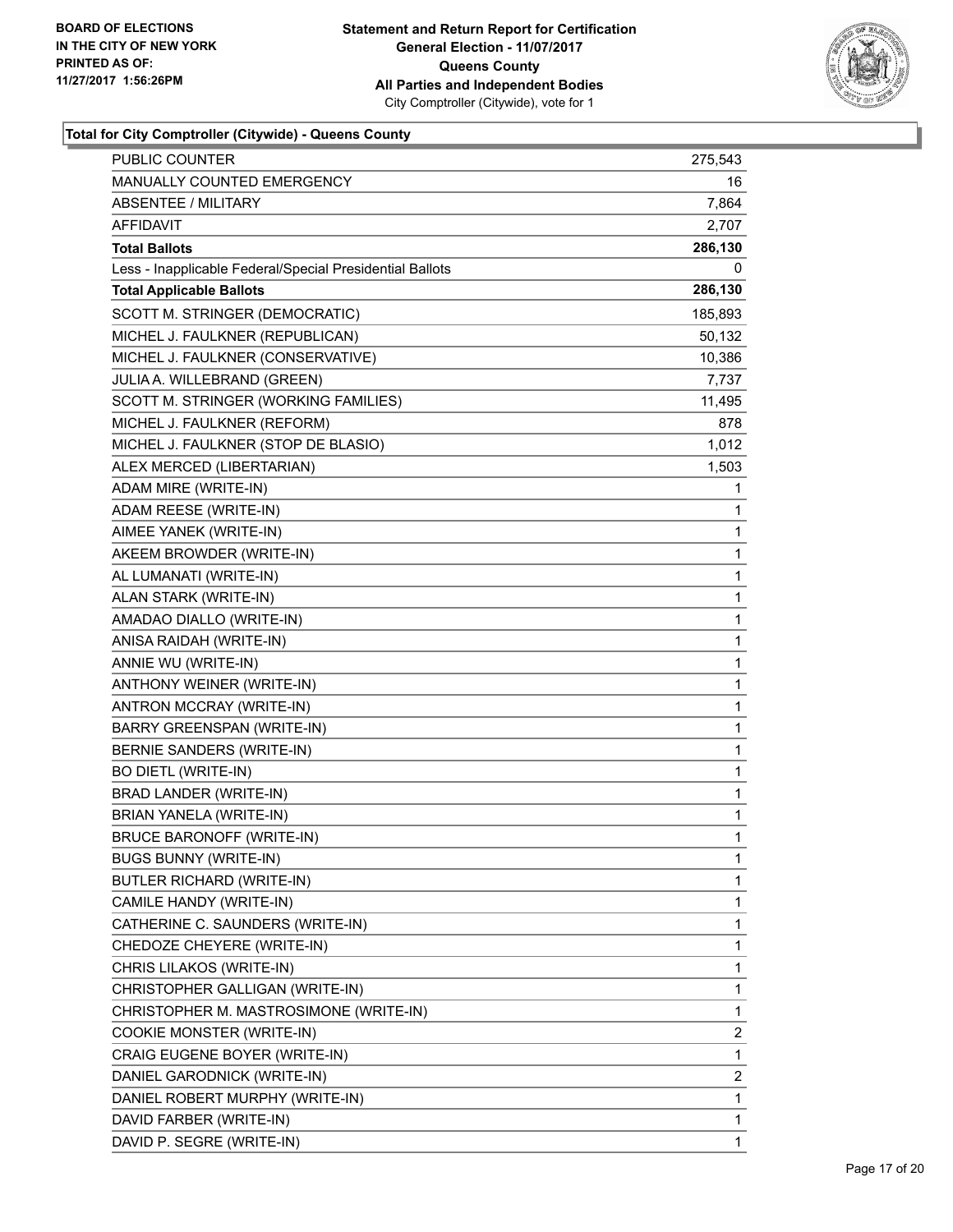**BOARD OF ELECTIONS IN THE CITY OF NEW YORK PRINTED AS OF: 11/27/2017 1:56:26PM**

**Statement and Return Report for Certification**
**General Election - 11/07/2017**
**Queens County**
**All Parties and Independent Bodies**
City Comptroller (Citywide), vote for 1

### Total for City Comptroller (Citywide) - Queens County

| | |
|---|---|
| PUBLIC COUNTER | 275,543 |
| MANUALLY COUNTED EMERGENCY | 16 |
| ABSENTEE / MILITARY | 7,864 |
| AFFIDAVIT | 2,707 |
| **Total Ballots** | **286,130** |
| Less - Inapplicable Federal/Special Presidential Ballots | 0 |
| **Total Applicable Ballots** | **286,130** |
| SCOTT M. STRINGER (DEMOCRATIC) | 185,893 |
| MICHEL J. FAULKNER (REPUBLICAN) | 50,132 |
| MICHEL J. FAULKNER (CONSERVATIVE) | 10,386 |
| JULIA A. WILLEBRAND (GREEN) | 7,737 |
| SCOTT M. STRINGER (WORKING FAMILIES) | 11,495 |
| MICHEL J. FAULKNER (REFORM) | 878 |
| MICHEL J. FAULKNER (STOP DE BLASIO) | 1,012 |
| ALEX MERCED (LIBERTARIAN) | 1,503 |
| ADAM MIRE (WRITE-IN) | 1 |
| ADAM REESE (WRITE-IN) | 1 |
| AIMEE YANEK (WRITE-IN) | 1 |
| AKEEM BROWDER (WRITE-IN) | 1 |
| AL LUMANATI (WRITE-IN) | 1 |
| ALAN STARK (WRITE-IN) | 1 |
| AMADAO DIALLO (WRITE-IN) | 1 |
| ANISA RAIDAH (WRITE-IN) | 1 |
| ANNIE WU (WRITE-IN) | 1 |
| ANTHONY WEINER (WRITE-IN) | 1 |
| ANTRON MCCRAY (WRITE-IN) | 1 |
| BARRY GREENSPAN (WRITE-IN) | 1 |
| BERNIE SANDERS (WRITE-IN) | 1 |
| BO DIETL (WRITE-IN) | 1 |
| BRAD LANDER (WRITE-IN) | 1 |
| BRIAN YANELA (WRITE-IN) | 1 |
| BRUCE BARONOFF (WRITE-IN) | 1 |
| BUGS BUNNY (WRITE-IN) | 1 |
| BUTLER RICHARD (WRITE-IN) | 1 |
| CAMILE HANDY (WRITE-IN) | 1 |
| CATHERINE C. SAUNDERS (WRITE-IN) | 1 |
| CHEDOZE CHEYERE (WRITE-IN) | 1 |
| CHRIS LILAKOS (WRITE-IN) | 1 |
| CHRISTOPHER GALLIGAN (WRITE-IN) | 1 |
| CHRISTOPHER M. MASTROSIMONE (WRITE-IN) | 1 |
| COOKIE MONSTER (WRITE-IN) | 2 |
| CRAIG EUGENE BOYER (WRITE-IN) | 1 |
| DANIEL GARODNICK (WRITE-IN) | 2 |
| DANIEL ROBERT MURPHY (WRITE-IN) | 1 |
| DAVID FARBER (WRITE-IN) | 1 |
| DAVID P. SEGRE (WRITE-IN) | 1 |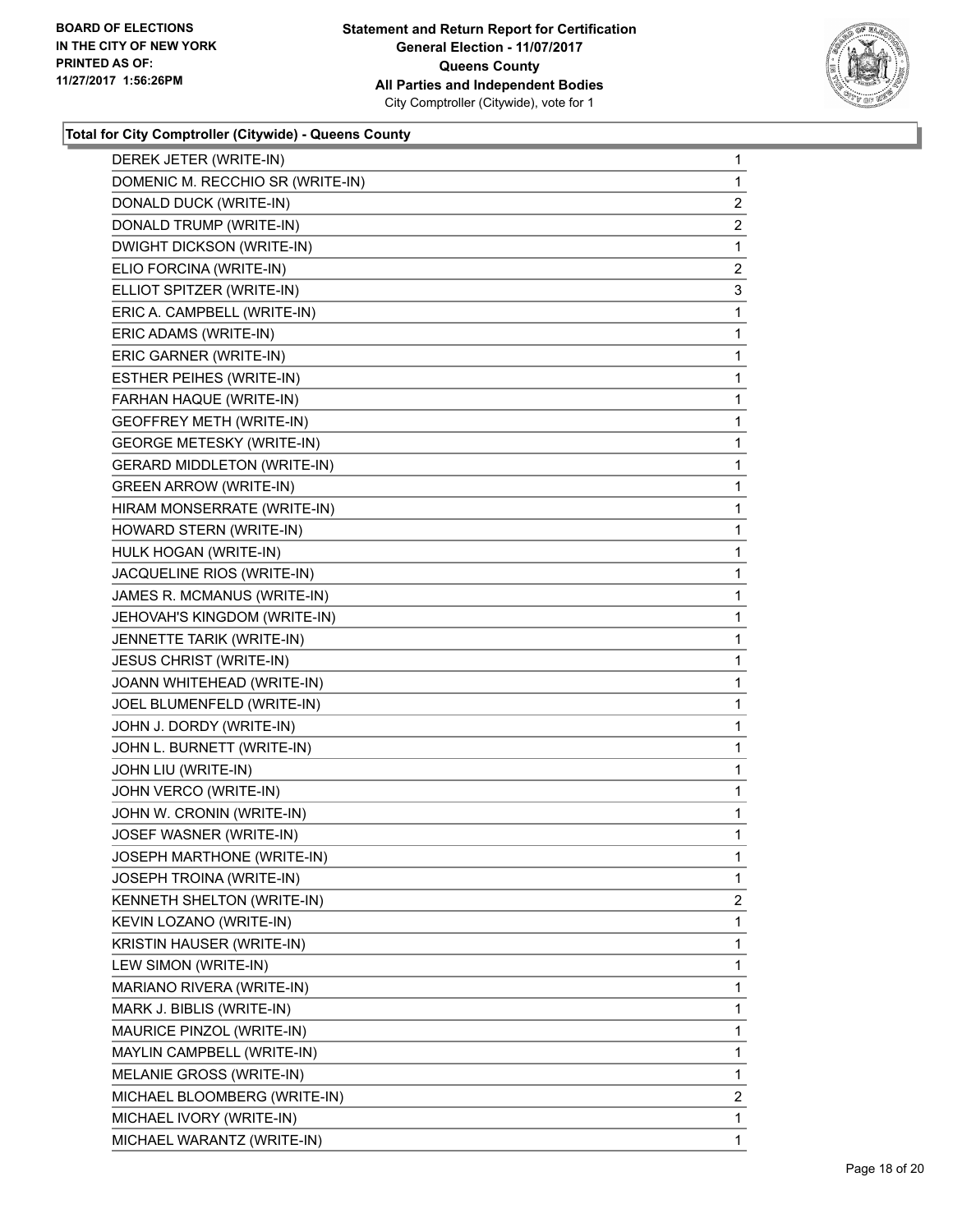**BOARD OF ELECTIONS IN THE CITY OF NEW YORK PRINTED AS OF: 11/27/2017 1:56:26PM**

**Statement and Return Report for Certification**
**General Election - 11/07/2017**
**Queens County**
**All Parties and Independent Bodies**
City Comptroller (Citywide), vote for 1

### Total for City Comptroller (Citywide) - Queens County

| | |
|---|---|
| DEREK JETER (WRITE-IN) | 1 |
| DOMENIC M. RECCHIO SR (WRITE-IN) | 1 |
| DONALD DUCK (WRITE-IN) | 2 |
| DONALD TRUMP (WRITE-IN) | 2 |
| DWIGHT DICKSON (WRITE-IN) | 1 |
| ELIO FORCINA (WRITE-IN) | 2 |
| ELLIOT SPITZER (WRITE-IN) | 3 |
| ERIC A. CAMPBELL (WRITE-IN) | 1 |
| ERIC ADAMS (WRITE-IN) | 1 |
| ERIC GARNER (WRITE-IN) | 1 |
| ESTHER PEIHES (WRITE-IN) | 1 |
| FARHAN HAQUE (WRITE-IN) | 1 |
| GEOFFREY METH (WRITE-IN) | 1 |
| GEORGE METESKY (WRITE-IN) | 1 |
| GERARD MIDDLETON (WRITE-IN) | 1 |
| GREEN ARROW (WRITE-IN) | 1 |
| HIRAM MONSERRATE (WRITE-IN) | 1 |
| HOWARD STERN (WRITE-IN) | 1 |
| HULK HOGAN (WRITE-IN) | 1 |
| JACQUELINE RIOS (WRITE-IN) | 1 |
| JAMES R. MCMANUS (WRITE-IN) | 1 |
| JEHOVAH'S KINGDOM (WRITE-IN) | 1 |
| JENNETTE TARIK (WRITE-IN) | 1 |
| JESUS CHRIST (WRITE-IN) | 1 |
| JOANN WHITEHEAD (WRITE-IN) | 1 |
| JOEL BLUMENFELD (WRITE-IN) | 1 |
| JOHN J. DORDY (WRITE-IN) | 1 |
| JOHN L. BURNETT (WRITE-IN) | 1 |
| JOHN LIU (WRITE-IN) | 1 |
| JOHN VERCO (WRITE-IN) | 1 |
| JOHN W. CRONIN (WRITE-IN) | 1 |
| JOSEF WASNER (WRITE-IN) | 1 |
| JOSEPH MARTHONE (WRITE-IN) | 1 |
| JOSEPH TROINA (WRITE-IN) | 1 |
| KENNETH SHELTON (WRITE-IN) | 2 |
| KEVIN LOZANO (WRITE-IN) | 1 |
| KRISTIN HAUSER (WRITE-IN) | 1 |
| LEW SIMON (WRITE-IN) | 1 |
| MARIANO RIVERA (WRITE-IN) | 1 |
| MARK J. BIBLIS (WRITE-IN) | 1 |
| MAURICE PINZOL (WRITE-IN) | 1 |
| MAYLIN CAMPBELL (WRITE-IN) | 1 |
| MELANIE GROSS (WRITE-IN) | 1 |
| MICHAEL BLOOMBERG (WRITE-IN) | 2 |
| MICHAEL IVORY (WRITE-IN) | 1 |
| MICHAEL WARANTZ (WRITE-IN) | 1 |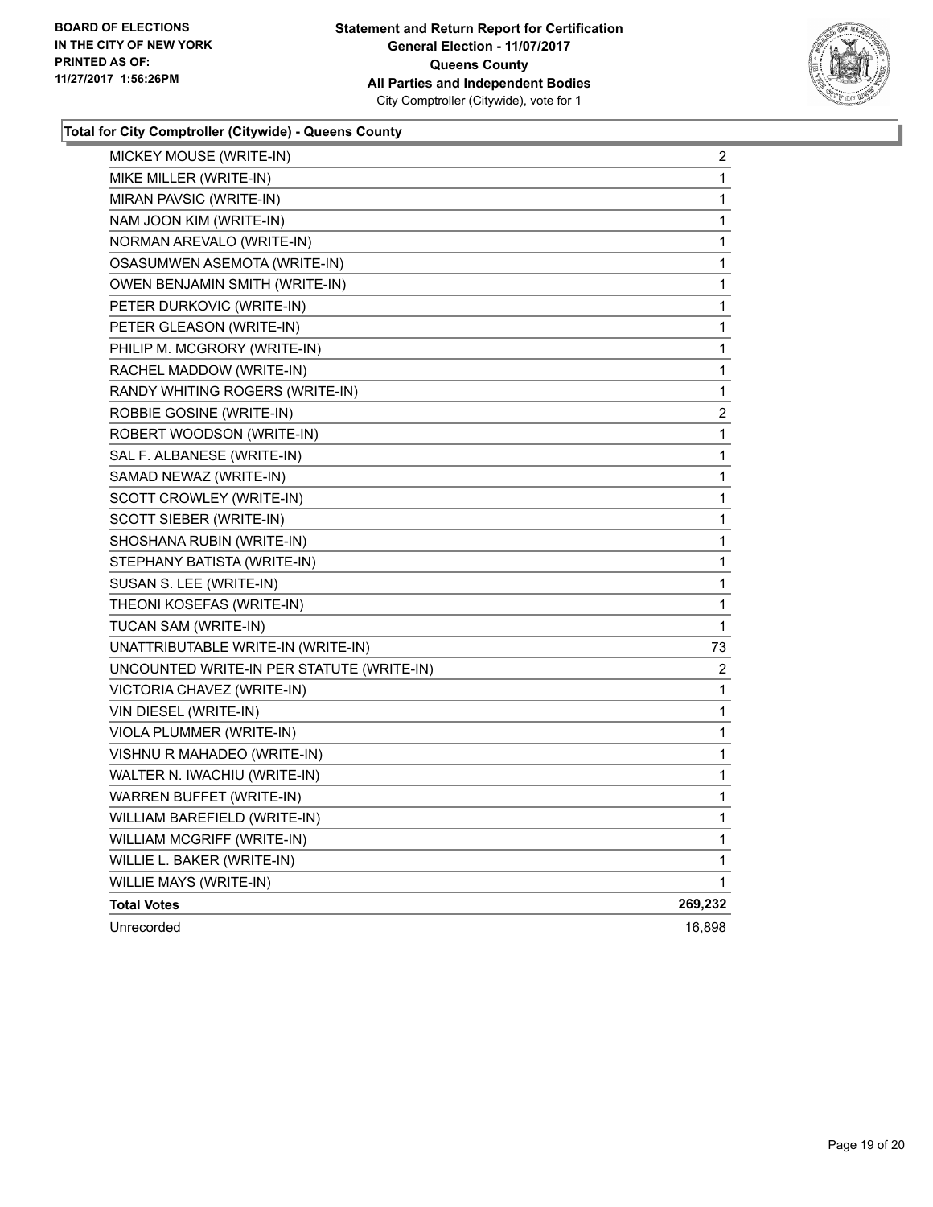**BOARD OF ELECTIONS IN THE CITY OF NEW YORK PRINTED AS OF: 11/27/2017 1:56:26PM**

**Statement and Return Report for Certification General Election - 11/07/2017 Queens County All Parties and Independent Bodies**
City Comptroller (Citywide), vote for 1

### Total for City Comptroller (Citywide) - Queens County

| Candidate | Votes |
|---|---|
| MICKEY MOUSE (WRITE-IN) | 2 |
| MIKE MILLER (WRITE-IN) | 1 |
| MIRAN PAVSIC (WRITE-IN) | 1 |
| NAM JOON KIM (WRITE-IN) | 1 |
| NORMAN AREVALO (WRITE-IN) | 1 |
| OSASUMWEN ASEMOTA (WRITE-IN) | 1 |
| OWEN BENJAMIN SMITH (WRITE-IN) | 1 |
| PETER DURKOVIC (WRITE-IN) | 1 |
| PETER GLEASON (WRITE-IN) | 1 |
| PHILIP M. MCGRORY (WRITE-IN) | 1 |
| RACHEL MADDOW (WRITE-IN) | 1 |
| RANDY WHITING ROGERS (WRITE-IN) | 1 |
| ROBBIE GOSINE (WRITE-IN) | 2 |
| ROBERT WOODSON (WRITE-IN) | 1 |
| SAL F. ALBANESE (WRITE-IN) | 1 |
| SAMAD NEWAZ (WRITE-IN) | 1 |
| SCOTT CROWLEY (WRITE-IN) | 1 |
| SCOTT SIEBER (WRITE-IN) | 1 |
| SHOSHANA RUBIN (WRITE-IN) | 1 |
| STEPHANY BATISTA (WRITE-IN) | 1 |
| SUSAN S. LEE (WRITE-IN) | 1 |
| THEONI KOSEFAS (WRITE-IN) | 1 |
| TUCAN SAM (WRITE-IN) | 1 |
| UNATTRIBUTABLE WRITE-IN (WRITE-IN) | 73 |
| UNCOUNTED WRITE-IN PER STATUTE (WRITE-IN) | 2 |
| VICTORIA CHAVEZ (WRITE-IN) | 1 |
| VIN DIESEL (WRITE-IN) | 1 |
| VIOLA PLUMMER (WRITE-IN) | 1 |
| VISHNU R MAHADEO (WRITE-IN) | 1 |
| WALTER N. IWACHIU (WRITE-IN) | 1 |
| WARREN BUFFET (WRITE-IN) | 1 |
| WILLIAM BAREFIELD (WRITE-IN) | 1 |
| WILLIAM MCGRIFF (WRITE-IN) | 1 |
| WILLIE L. BAKER (WRITE-IN) | 1 |
| WILLIE MAYS (WRITE-IN) | 1 |
| **Total Votes** | **269,232** |
| Unrecorded | 16,898 |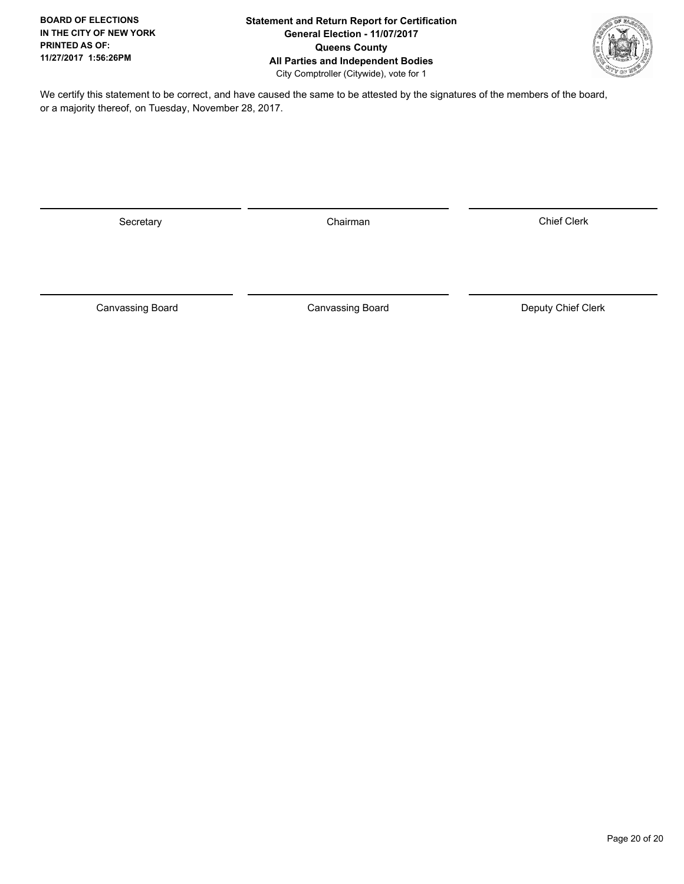We certify this statement to be correct, and have caused the same to be attested by the signatures of the members of the board, or a majority thereof, on Tuesday, November 28, 2017.

| | | |
|---|---|---|
| Secretary | Chairman | Chief Clerk |
| Canvassing Board | Canvassing Board | Deputy Chief Clerk |